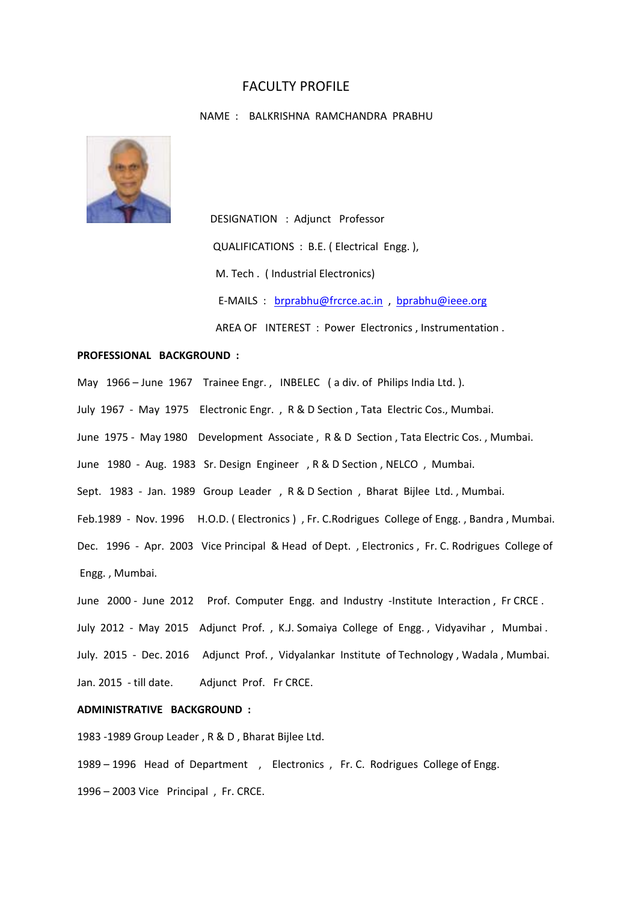# FACULTY PROFILE

NAME : BALKRISHNA RAMCHANDRA PRABHU

DESIGNATION : Adjunct Professor

QUALIFICATIONS : B.E. ( Electrical Engg. ),

M. Tech . ( Industrial Electronics)

E-MAILS : brprabhu@frcrce.ac.in , bprabhu@ieee.org

AREA OF INTEREST : Power Electronics , Instrumentation .

**PROFESSIONAL BACKGROUND :**

May 1966 – June 1967 Trainee Engr. , INBELEC ( a div. of Philips India Ltd. ).

July 1967 - May 1975 Electronic Engr. , R & D Section , Tata Electric Cos., Mumbai.

June 1975 - May 1980 Development Associate , R & D Section , Tata Electric Cos. , Mumbai.

June 1980 - Aug. 1983 Sr. Design Engineer , R & D Section , NELCO , Mumbai.

Sept. 1983 - Jan. 1989 Group Leader , R & D Section , Bharat Bijlee Ltd. , Mumbai.

Feb.1989 - Nov. 1996 H.O.D. ( Electronics ) , Fr. C.Rodrigues College of Engg. , Bandra , Mumbai.

Dec. 1996 - Apr. 2003 Vice Principal & Head of Dept. , Electronics , Fr. C. Rodrigues College of Engg. , Mumbai.

June 2000 - June 2012 Prof. Computer Engg. and Industry -Institute Interaction , Fr CRCE .

July 2012 - May 2015 Adjunct Prof. , K.J. Somaiya College of Engg. , Vidyavihar , Mumbai .

July. 2015 - Dec. 2016 Adjunct Prof. , Vidyalankar Institute of Technology , Wadala , Mumbai.

Jan. 2015 - till date. Adjunct Prof. Fr CRCE.

**ADMINISTRATIVE BACKGROUND :**

1983 -1989 Group Leader , R & D , Bharat Bijlee Ltd.

1989 – 1996 Head of Department , Electronics , Fr. C. Rodrigues College of Engg.

1996 – 2003 Vice Principal , Fr. CRCE.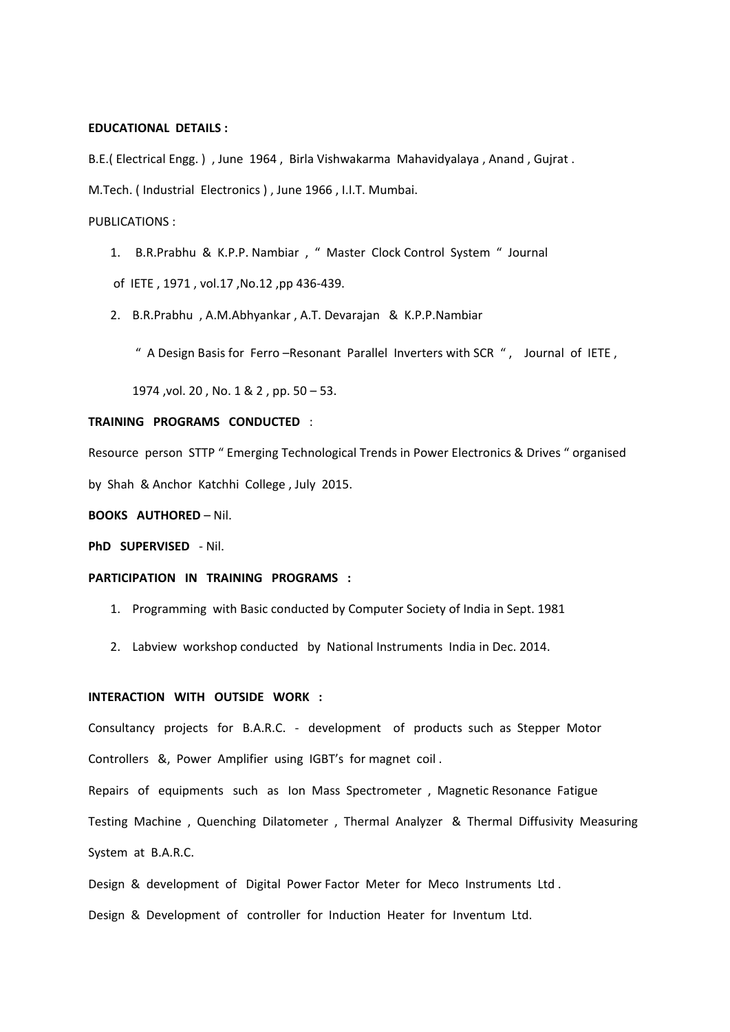**EDUCATIONAL DETAILS :**

B.E.( Electrical Engg. ) , June 1964 , Birla Vishwakarma Mahavidyalaya , Anand , Gujrat .

M.Tech. ( Industrial Electronics ) , June 1966 , I.I.T. Mumbai.

PUBLICATIONS :

1. B.R.Prabhu & K.P.P. Nambiar , " Master Clock Control System " Journal of IETE , 1971 , vol.17 ,No.12 ,pp 436-439.
2. B.R.Prabhu , A.M.Abhyankar , A.T. Devarajan & K.P.P.Nambiar

   " A Design Basis for Ferro –Resonant Parallel Inverters with SCR " , Journal of IETE , 1974 ,vol. 20 , No. 1 & 2 , pp. 50 – 53.

**TRAINING PROGRAMS CONDUCTED** :

Resource person STTP " Emerging Technological Trends in Power Electronics & Drives " organised by Shah & Anchor Katchhi College , July 2015.

**BOOKS AUTHORED** – Nil.

**PhD SUPERVISED** - Nil.

**PARTICIPATION IN TRAINING PROGRAMS :**

1. Programming with Basic conducted by Computer Society of India in Sept. 1981
2. Labview workshop conducted by National Instruments India in Dec. 2014.

**INTERACTION WITH OUTSIDE WORK :**

Consultancy projects for B.A.R.C. - development of products such as Stepper Motor Controllers &, Power Amplifier using IGBT's for magnet coil .

Repairs of equipments such as Ion Mass Spectrometer , Magnetic Resonance Fatigue Testing Machine , Quenching Dilatometer , Thermal Analyzer & Thermal Diffusivity Measuring System at B.A.R.C.

Design & development of Digital Power Factor Meter for Meco Instruments Ltd .

Design & Development of controller for Induction Heater for Inventum Ltd.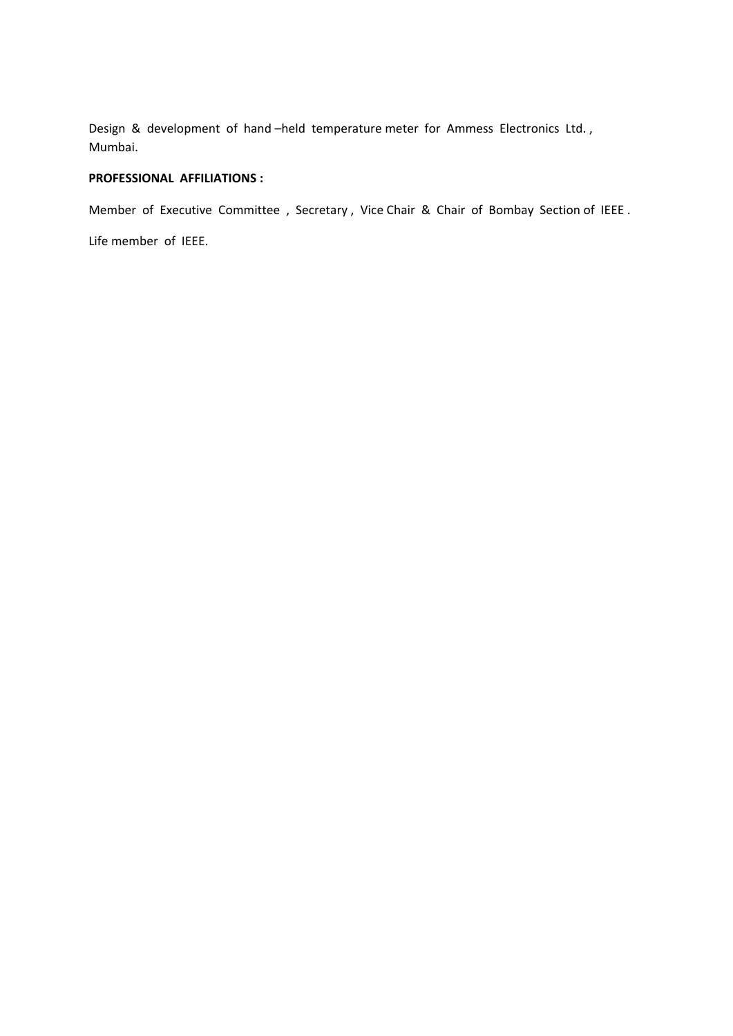Design & development of hand –held temperature meter for Ammess Electronics Ltd. , Mumbai.

**PROFESSIONAL AFFILIATIONS :**

Member of Executive Committee , Secretary , Vice Chair & Chair of Bombay Section of IEEE .

Life member of IEEE.